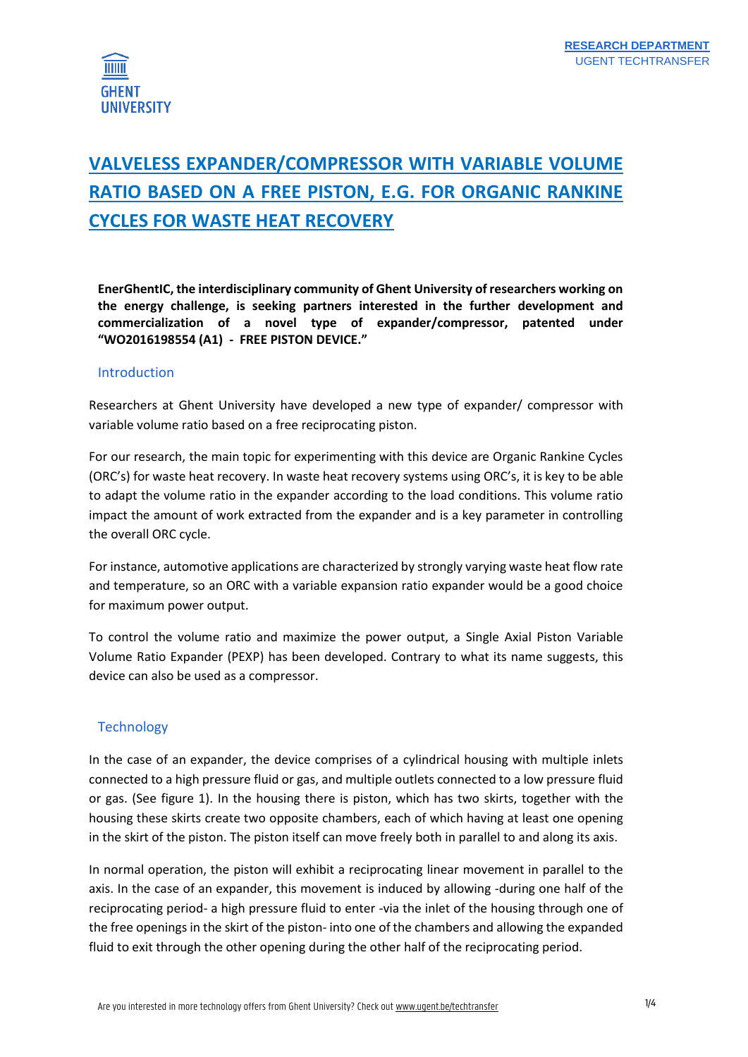# VALVELESS EXPANDER/COMPRESSOR WITH VARIABLE VOLUME RATIO BASED ON A FREE PISTON, E.G. FOR ORGANIC RANKINE CYCLES FOR WASTE HEAT RECOVERY

**EnerGhentIC, the interdisciplinary community of Ghent University of researchers working on the energy challenge, is seeking partners interested in the further development and commercialization of a novel type of expander/compressor, patented under "WO2016198554 (A1) - FREE PISTON DEVICE."**

## Introduction

Researchers at Ghent University have developed a new type of expander/ compressor with variable volume ratio based on a free reciprocating piston.

For our research, the main topic for experimenting with this device are Organic Rankine Cycles (ORC's) for waste heat recovery. In waste heat recovery systems using ORC's, it is key to be able to adapt the volume ratio in the expander according to the load conditions. This volume ratio impact the amount of work extracted from the expander and is a key parameter in controlling the overall ORC cycle.

For instance, automotive applications are characterized by strongly varying waste heat flow rate and temperature, so an ORC with a variable expansion ratio expander would be a good choice for maximum power output.

To control the volume ratio and maximize the power output, a Single Axial Piston Variable Volume Ratio Expander (PEXP) has been developed. Contrary to what its name suggests, this device can also be used as a compressor.

## Technology

In the case of an expander, the device comprises of a cylindrical housing with multiple inlets connected to a high pressure fluid or gas, and multiple outlets connected to a low pressure fluid or gas. (See figure 1). In the housing there is piston, which has two skirts, together with the housing these skirts create two opposite chambers, each of which having at least one opening in the skirt of the piston. The piston itself can move freely both in parallel to and along its axis.

In normal operation, the piston will exhibit a reciprocating linear movement in parallel to the axis. In the case of an expander, this movement is induced by allowing -during one half of the reciprocating period- a high pressure fluid to enter -via the inlet of the housing through one of the free openings in the skirt of the piston- into one of the chambers and allowing the expanded fluid to exit through the other opening during the other half of the reciprocating period.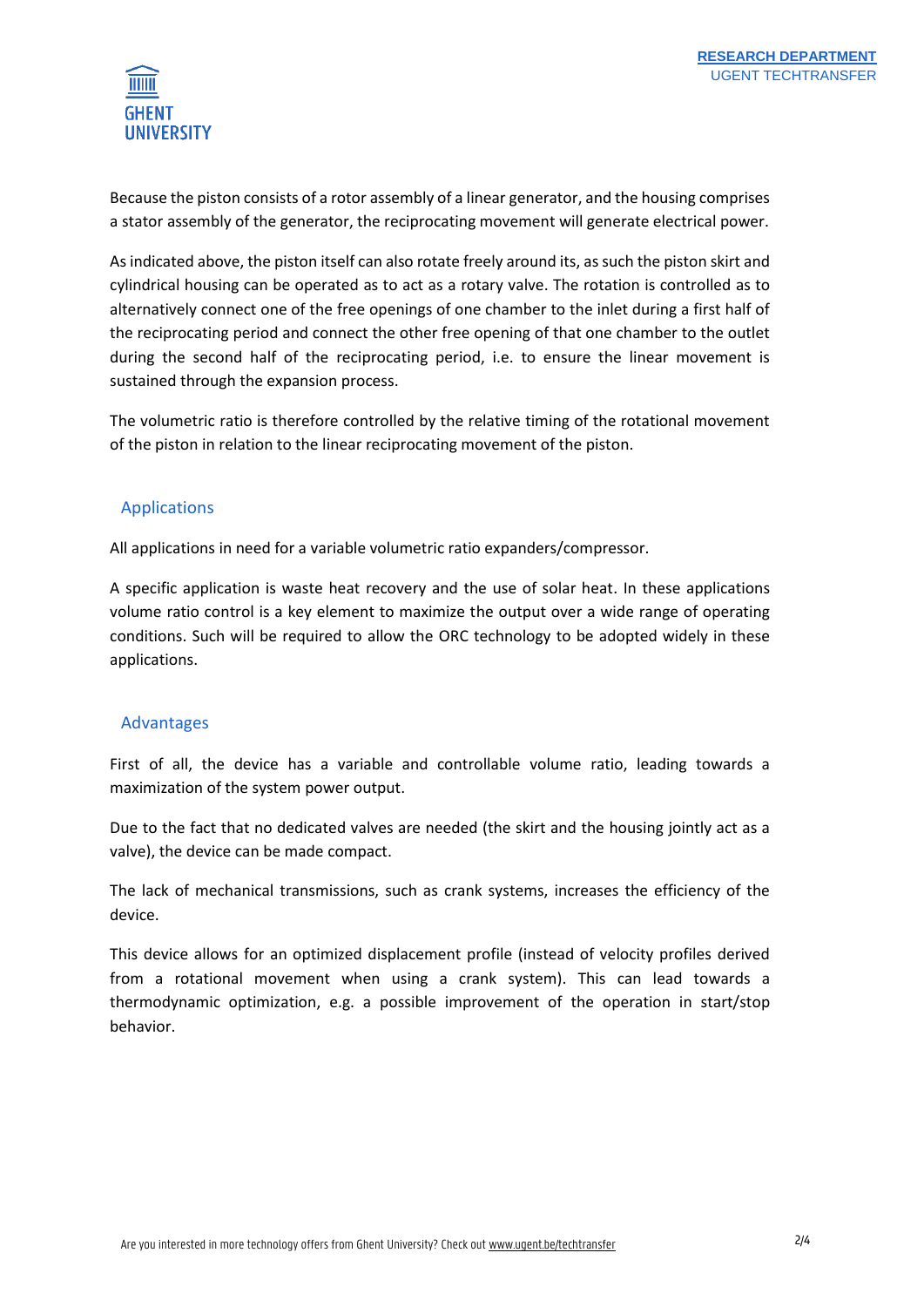Because the piston consists of a rotor assembly of a linear generator, and the housing comprises a stator assembly of the generator, the reciprocating movement will generate electrical power.

As indicated above, the piston itself can also rotate freely around its, as such the piston skirt and cylindrical housing can be operated as to act as a rotary valve. The rotation is controlled as to alternatively connect one of the free openings of one chamber to the inlet during a first half of the reciprocating period and connect the other free opening of that one chamber to the outlet during the second half of the reciprocating period, i.e. to ensure the linear movement is sustained through the expansion process.

The volumetric ratio is therefore controlled by the relative timing of the rotational movement of the piston in relation to the linear reciprocating movement of the piston.

## Applications

All applications in need for a variable volumetric ratio expanders/compressor.

A specific application is waste heat recovery and the use of solar heat. In these applications volume ratio control is a key element to maximize the output over a wide range of operating conditions. Such will be required to allow the ORC technology to be adopted widely in these applications.

## Advantages

First of all, the device has a variable and controllable volume ratio, leading towards a maximization of the system power output.

Due to the fact that no dedicated valves are needed (the skirt and the housing jointly act as a valve), the device can be made compact.

The lack of mechanical transmissions, such as crank systems, increases the efficiency of the device.

This device allows for an optimized displacement profile (instead of velocity profiles derived from a rotational movement when using a crank system). This can lead towards a thermodynamic optimization, e.g. a possible improvement of the operation in start/stop behavior.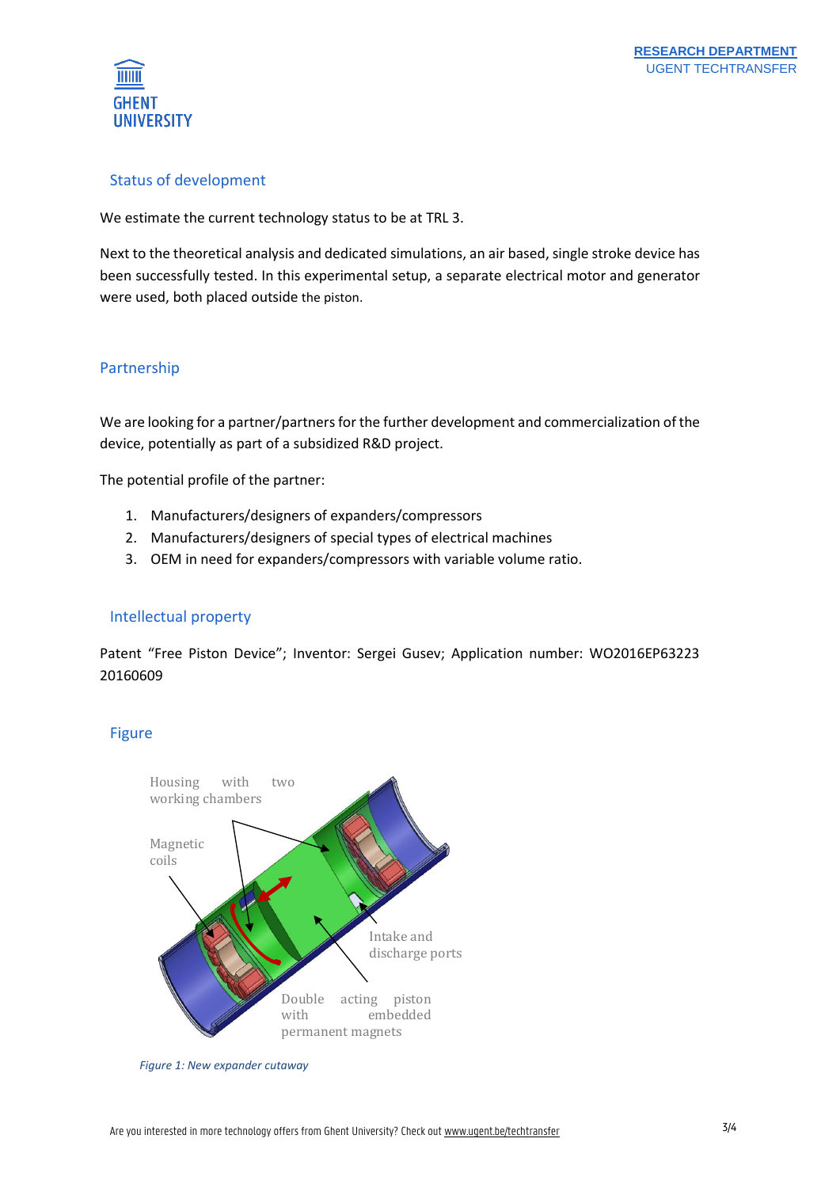## Status of development

We estimate the current technology status to be at TRL 3.

Next to the theoretical analysis and dedicated simulations, an air based, single stroke device has been successfully tested. In this experimental setup, a separate electrical motor and generator were used, both placed outside the piston.

## Partnership

We are looking for a partner/partners for the further development and commercialization of the device, potentially as part of a subsidized R&D project.

The potential profile of the partner:

1. Manufacturers/designers of expanders/compressors
2. Manufacturers/designers of special types of electrical machines
3. OEM in need for expanders/compressors with variable volume ratio.

## Intellectual property

Patent "Free Piston Device"; Inventor: Sergei Gusev; Application number: WO2016EP63223 20160609

## Figure

Housing with two working chambers

Magnetic coils

Intake and discharge ports

Double acting piston with embedded permanent magnets

*Figure 1: New expander cutaway*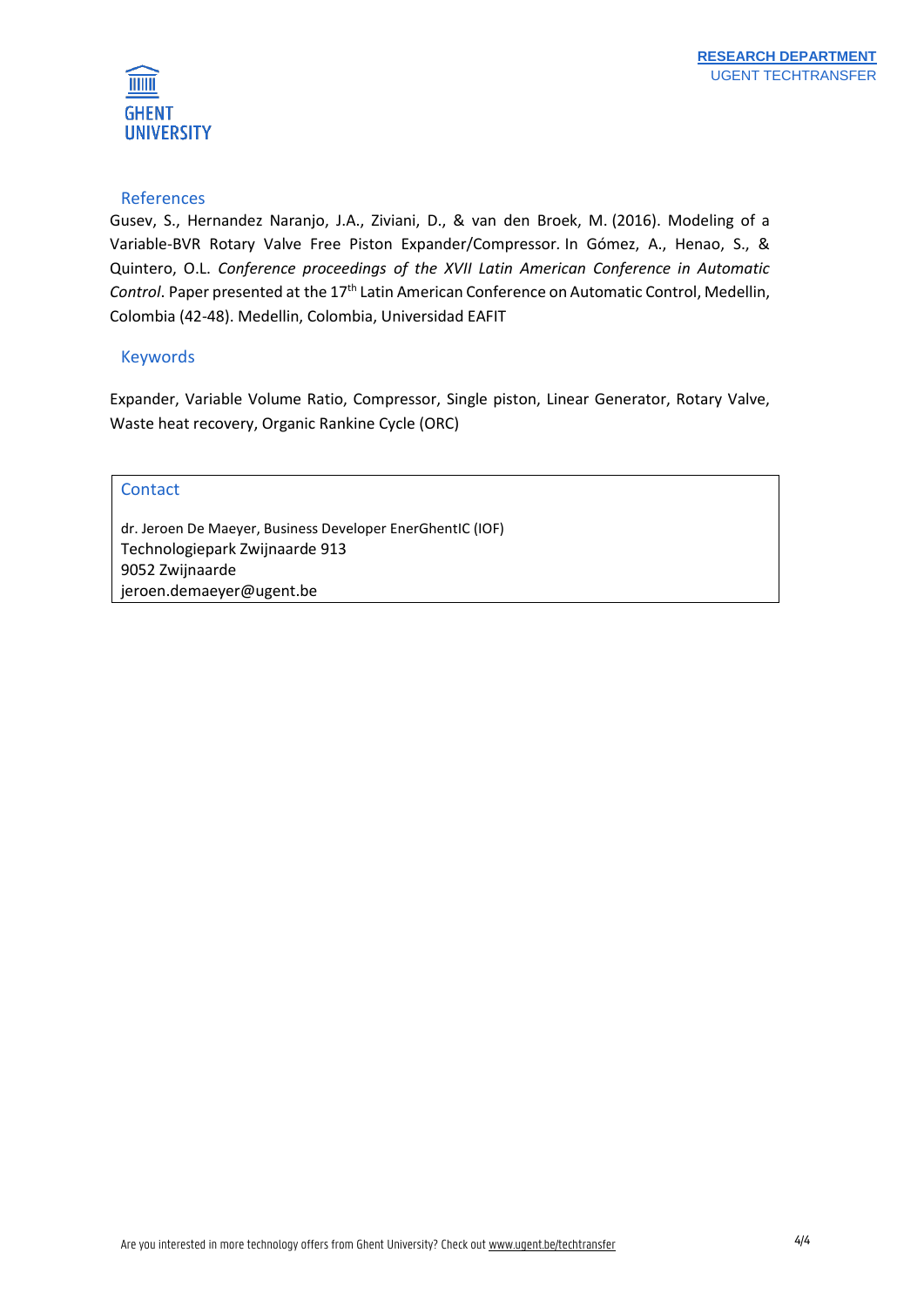## References

Gusev, S., Hernandez Naranjo, J.A., Ziviani, D., & van den Broek, M. (2016). Modeling of a Variable-BVR Rotary Valve Free Piston Expander/Compressor. In Gómez, A., Henao, S., & Quintero, O.L. *Conference proceedings of the XVII Latin American Conference in Automatic Control*. Paper presented at the 17th Latin American Conference on Automatic Control, Medellin, Colombia (42-48). Medellin, Colombia, Universidad EAFIT

## Keywords

Expander, Variable Volume Ratio, Compressor, Single piston, Linear Generator, Rotary Valve, Waste heat recovery, Organic Rankine Cycle (ORC)

## Contact

dr. Jeroen De Maeyer, Business Developer EnerGhentIC (IOF)
Technologiepark Zwijnaarde 913
9052 Zwijnaarde
jeroen.demaeyer@ugent.be